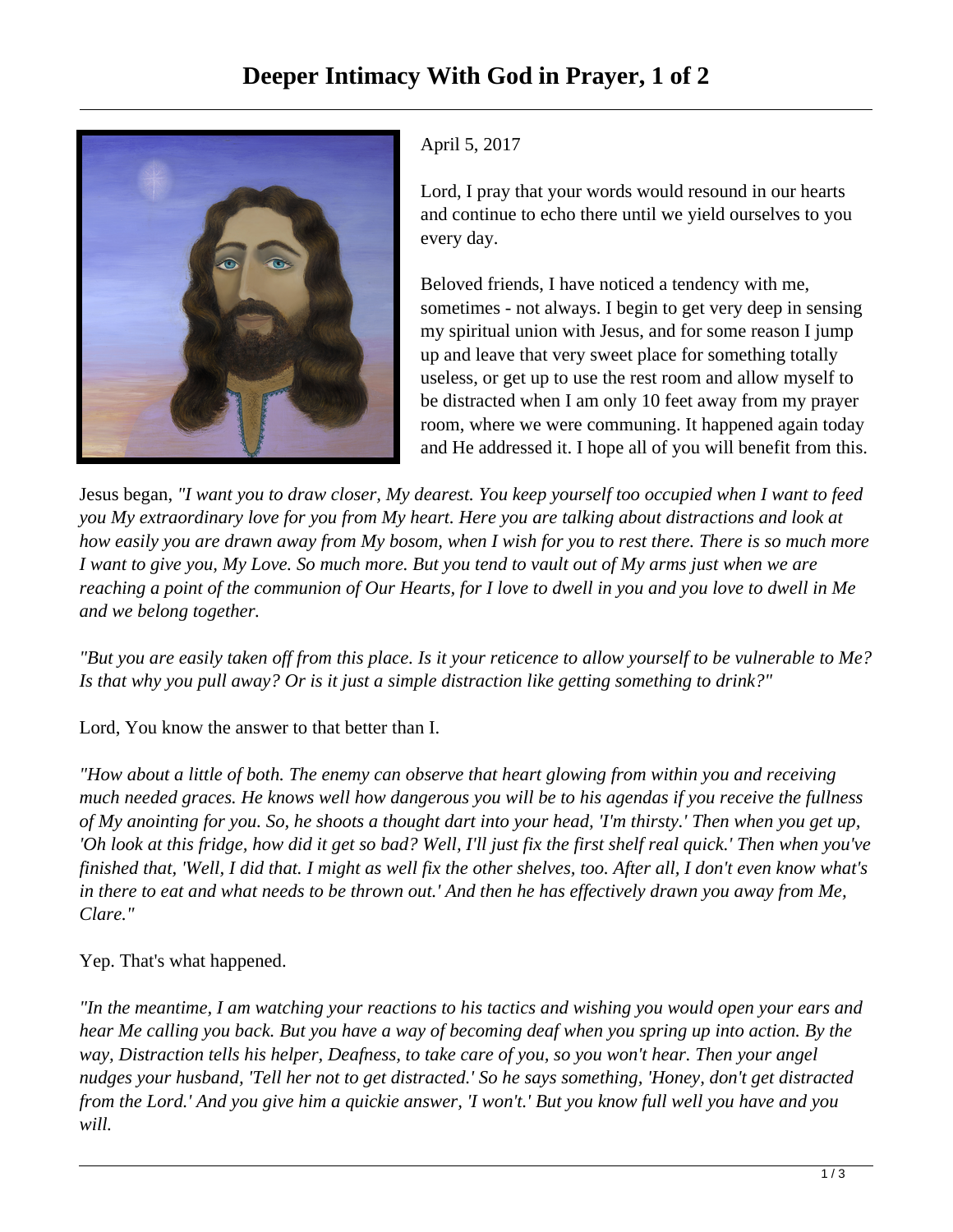# Deeper Intimacy With God in Prayer, 1 of 2

April 5, 2017

Lord, I pray that your words would resound in our hearts and continue to echo there until we yield ourselves to you every day.

Beloved friends, I have noticed a tendency with me, sometimes - not always. I begin to get very deep in sensing my spiritual union with Jesus, and for some reason I jump up and leave that very sweet place for something totally useless, or get up to use the rest room and allow myself to be distracted when I am only 10 feet away from my prayer room, where we were communing. It happened again today and He addressed it. I hope all of you will benefit from this.

Jesus began, *"I want you to draw closer, My dearest. You keep yourself too occupied when I want to feed you My extraordinary love for you from My heart. Here you are talking about distractions and look at how easily you are drawn away from My bosom, when I wish for you to rest there. There is so much more I want to give you, My Love. So much more. But you tend to vault out of My arms just when we are reaching a point of the communion of Our Hearts, for I love to dwell in you and you love to dwell in Me and we belong together.*

*"But you are easily taken off from this place. Is it your reticence to allow yourself to be vulnerable to Me? Is that why you pull away? Or is it just a simple distraction like getting something to drink?"*

Lord, You know the answer to that better than I.

*"How about a little of both. The enemy can observe that heart glowing from within you and receiving much needed graces. He knows well how dangerous you will be to his agendas if you receive the fullness of My anointing for you. So, he shoots a thought dart into your head, 'I'm thirsty.' Then when you get up, 'Oh look at this fridge, how did it get so bad? Well, I'll just fix the first shelf real quick.' Then when you've finished that, 'Well, I did that. I might as well fix the other shelves, too. After all, I don't even know what's in there to eat and what needs to be thrown out.' And then he has effectively drawn you away from Me, Clare."*

Yep. That's what happened.

*"In the meantime, I am watching your reactions to his tactics and wishing you would open your ears and hear Me calling you back. But you have a way of becoming deaf when you spring up into action. By the way, Distraction tells his helper, Deafness, to take care of you, so you won't hear. Then your angel nudges your husband, 'Tell her not to get distracted.' So he says something, 'Honey, don't get distracted from the Lord.' And you give him a quickie answer, 'I won't.' But you know full well you have and you will.*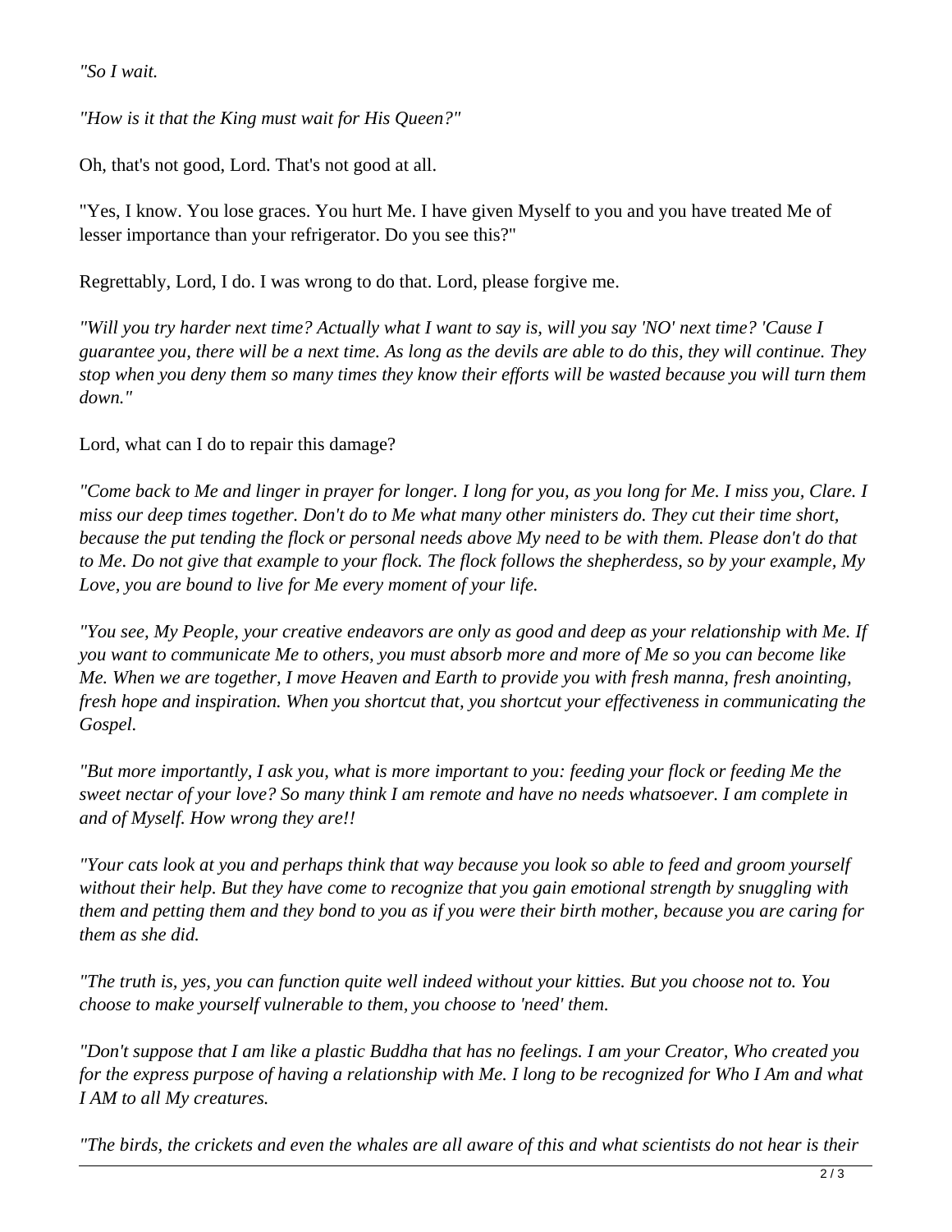*"So I wait.*

*"How is it that the King must wait for His Queen?"*

Oh, that's not good, Lord. That's not good at all.

"Yes, I know. You lose graces. You hurt Me. I have given Myself to you and you have treated Me of lesser importance than your refrigerator. Do you see this?"

Regrettably, Lord, I do. I was wrong to do that. Lord, please forgive me.

*"Will you try harder next time? Actually what I want to say is, will you say 'NO' next time? 'Cause I guarantee you, there will be a next time. As long as the devils are able to do this, they will continue. They stop when you deny them so many times they know their efforts will be wasted because you will turn them down."*

Lord, what can I do to repair this damage?

*"Come back to Me and linger in prayer for longer. I long for you, as you long for Me. I miss you, Clare. I miss our deep times together. Don't do to Me what many other ministers do. They cut their time short, because the put tending the flock or personal needs above My need to be with them. Please don't do that to Me. Do not give that example to your flock. The flock follows the shepherdess, so by your example, My Love, you are bound to live for Me every moment of your life.*

*"You see, My People, your creative endeavors are only as good and deep as your relationship with Me. If you want to communicate Me to others, you must absorb more and more of Me so you can become like Me. When we are together, I move Heaven and Earth to provide you with fresh manna, fresh anointing, fresh hope and inspiration. When you shortcut that, you shortcut your effectiveness in communicating the Gospel.*

*"But more importantly, I ask you, what is more important to you: feeding your flock or feeding Me the sweet nectar of your love? So many think I am remote and have no needs whatsoever. I am complete in and of Myself. How wrong they are!!*

*"Your cats look at you and perhaps think that way because you look so able to feed and groom yourself without their help. But they have come to recognize that you gain emotional strength by snuggling with them and petting them and they bond to you as if you were their birth mother, because you are caring for them as she did.*

*"The truth is, yes, you can function quite well indeed without your kitties. But you choose not to. You choose to make yourself vulnerable to them, you choose to 'need' them.*

*"Don't suppose that I am like a plastic Buddha that has no feelings. I am your Creator, Who created you for the express purpose of having a relationship with Me. I long to be recognized for Who I Am and what I AM to all My creatures.*

*"The birds, the crickets and even the whales are all aware of this and what scientists do not hear is their*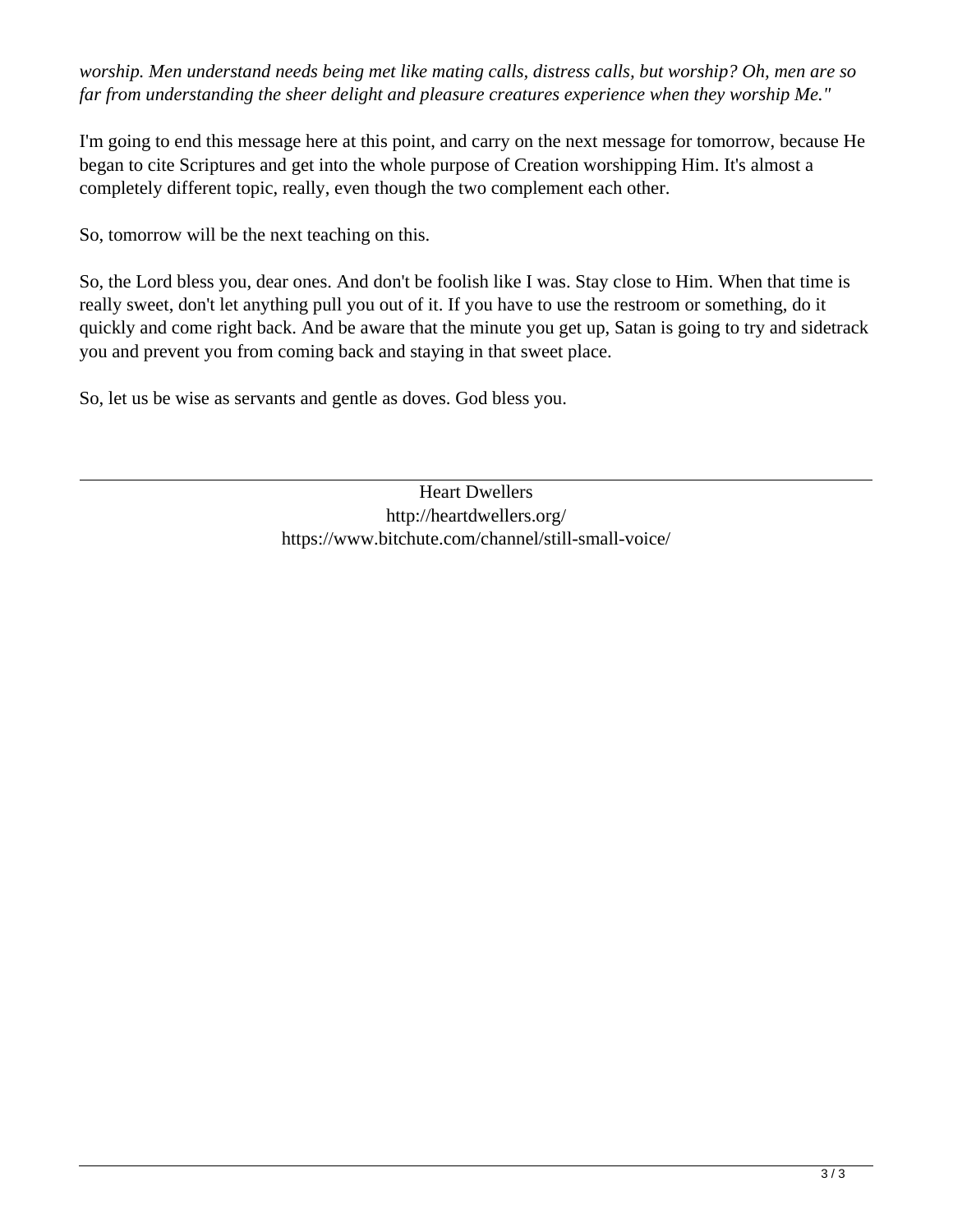*worship. Men understand needs being met like mating calls, distress calls, but worship? Oh, men are so far from understanding the sheer delight and pleasure creatures experience when they worship Me."*

I'm going to end this message here at this point, and carry on the next message for tomorrow, because He began to cite Scriptures and get into the whole purpose of Creation worshipping Him. It's almost a completely different topic, really, even though the two complement each other.

So, tomorrow will be the next teaching on this.

So, the Lord bless you, dear ones. And don't be foolish like I was. Stay close to Him. When that time is really sweet, don't let anything pull you out of it. If you have to use the restroom or something, do it quickly and come right back. And be aware that the minute you get up, Satan is going to try and sidetrack you and prevent you from coming back and staying in that sweet place.

So, let us be wise as servants and gentle as doves. God bless you.

---

Heart Dwellers
http://heartdwellers.org/
https://www.bitchute.com/channel/still-small-voice/